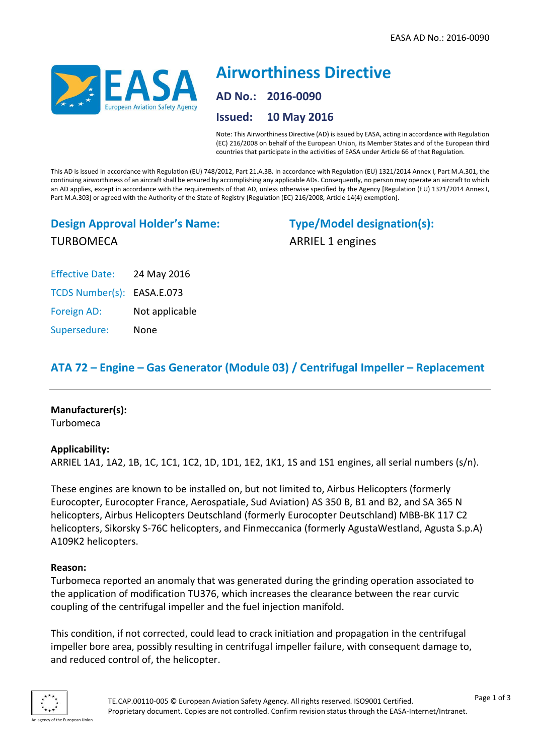# Airworthiness Directive

**AD No.: 2016-0090**

**Issued: 10 May 2016**

Note: This Airworthiness Directive (AD) is issued by EASA, acting in accordance with Regulation (EC) 216/2008 on behalf of the European Union, its Member States and of the European third countries that participate in the activities of EASA under Article 66 of that Regulation.

This AD is issued in accordance with Regulation (EU) 748/2012, Part 21.A.3B. In accordance with Regulation (EU) 1321/2014 Annex I, Part M.A.301, the continuing airworthiness of an aircraft shall be ensured by accomplishing any applicable ADs. Consequently, no person may operate an aircraft to which an AD applies, except in accordance with the requirements of that AD, unless otherwise specified by the Agency [Regulation (EU) 1321/2014 Annex I, Part M.A.303] or agreed with the Authority of the State of Registry [Regulation (EC) 216/2008, Article 14(4) exemption].

## Design Approval Holder's Name:
TURBOMECA

## Type/Model designation(s):
ARRIEL 1 engines

Effective Date: 24 May 2016

TCDS Number(s): EASA.E.073

Foreign AD: Not applicable

Supersedure: None

## ATA 72 – Engine – Gas Generator (Module 03) / Centrifugal Impeller – Replacement

**Manufacturer(s):**
Turbomeca

**Applicability:**
ARRIEL 1A1, 1A2, 1B, 1C, 1C1, 1C2, 1D, 1D1, 1E2, 1K1, 1S and 1S1 engines, all serial numbers (s/n).

These engines are known to be installed on, but not limited to, Airbus Helicopters (formerly Eurocopter, Eurocopter France, Aerospatiale, Sud Aviation) AS 350 B, B1 and B2, and SA 365 N helicopters, Airbus Helicopters Deutschland (formerly Eurocopter Deutschland) MBB-BK 117 C2 helicopters, Sikorsky S-76C helicopters, and Finmeccanica (formerly AgustaWestland, Agusta S.p.A) A109K2 helicopters.

**Reason:**
Turbomeca reported an anomaly that was generated during the grinding operation associated to the application of modification TU376, which increases the clearance between the rear curvic coupling of the centrifugal impeller and the fuel injection manifold.

This condition, if not corrected, could lead to crack initiation and propagation in the centrifugal impeller bore area, possibly resulting in centrifugal impeller failure, with consequent damage to, and reduced control of, the helicopter.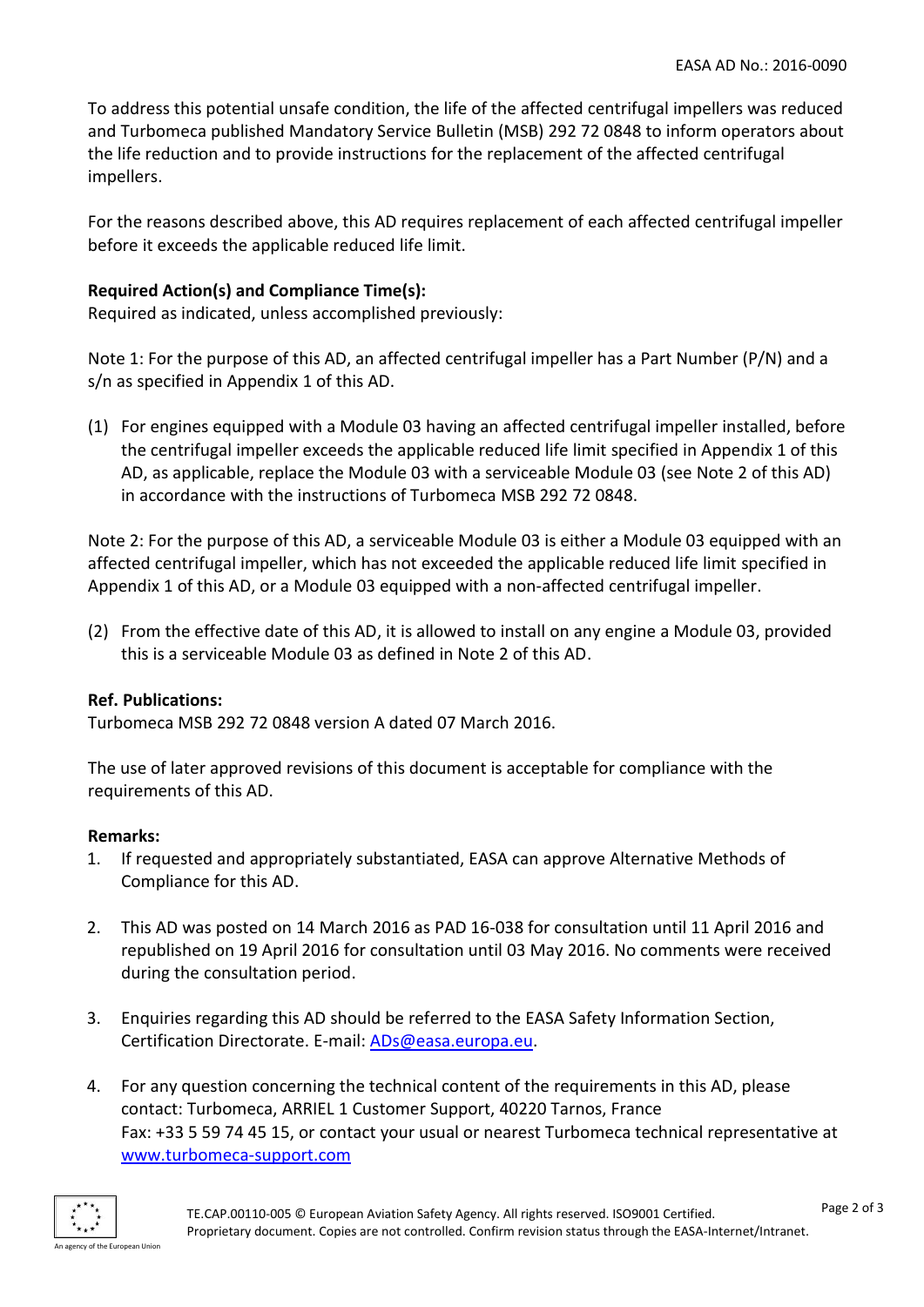To address this potential unsafe condition, the life of the affected centrifugal impellers was reduced and Turbomeca published Mandatory Service Bulletin (MSB) 292 72 0848 to inform operators about the life reduction and to provide instructions for the replacement of the affected centrifugal impellers.

For the reasons described above, this AD requires replacement of each affected centrifugal impeller before it exceeds the applicable reduced life limit.

**Required Action(s) and Compliance Time(s):**
Required as indicated, unless accomplished previously:

Note 1: For the purpose of this AD, an affected centrifugal impeller has a Part Number (P/N) and a s/n as specified in Appendix 1 of this AD.

(1) For engines equipped with a Module 03 having an affected centrifugal impeller installed, before the centrifugal impeller exceeds the applicable reduced life limit specified in Appendix 1 of this AD, as applicable, replace the Module 03 with a serviceable Module 03 (see Note 2 of this AD) in accordance with the instructions of Turbomeca MSB 292 72 0848.

Note 2: For the purpose of this AD, a serviceable Module 03 is either a Module 03 equipped with an affected centrifugal impeller, which has not exceeded the applicable reduced life limit specified in Appendix 1 of this AD, or a Module 03 equipped with a non-affected centrifugal impeller.

(2) From the effective date of this AD, it is allowed to install on any engine a Module 03, provided this is a serviceable Module 03 as defined in Note 2 of this AD.

**Ref. Publications:**
Turbomeca MSB 292 72 0848 version A dated 07 March 2016.

The use of later approved revisions of this document is acceptable for compliance with the requirements of this AD.

**Remarks:**

1. If requested and appropriately substantiated, EASA can approve Alternative Methods of Compliance for this AD.

2. This AD was posted on 14 March 2016 as PAD 16-038 for consultation until 11 April 2016 and republished on 19 April 2016 for consultation until 03 May 2016. No comments were received during the consultation period.

3. Enquiries regarding this AD should be referred to the EASA Safety Information Section, Certification Directorate. E-mail: ADs@easa.europa.eu.

4. For any question concerning the technical content of the requirements in this AD, please contact: Turbomeca, ARRIEL 1 Customer Support, 40220 Tarnos, France
Fax: +33 5 59 74 45 15, or contact your usual or nearest Turbomeca technical representative at www.turbomeca-support.com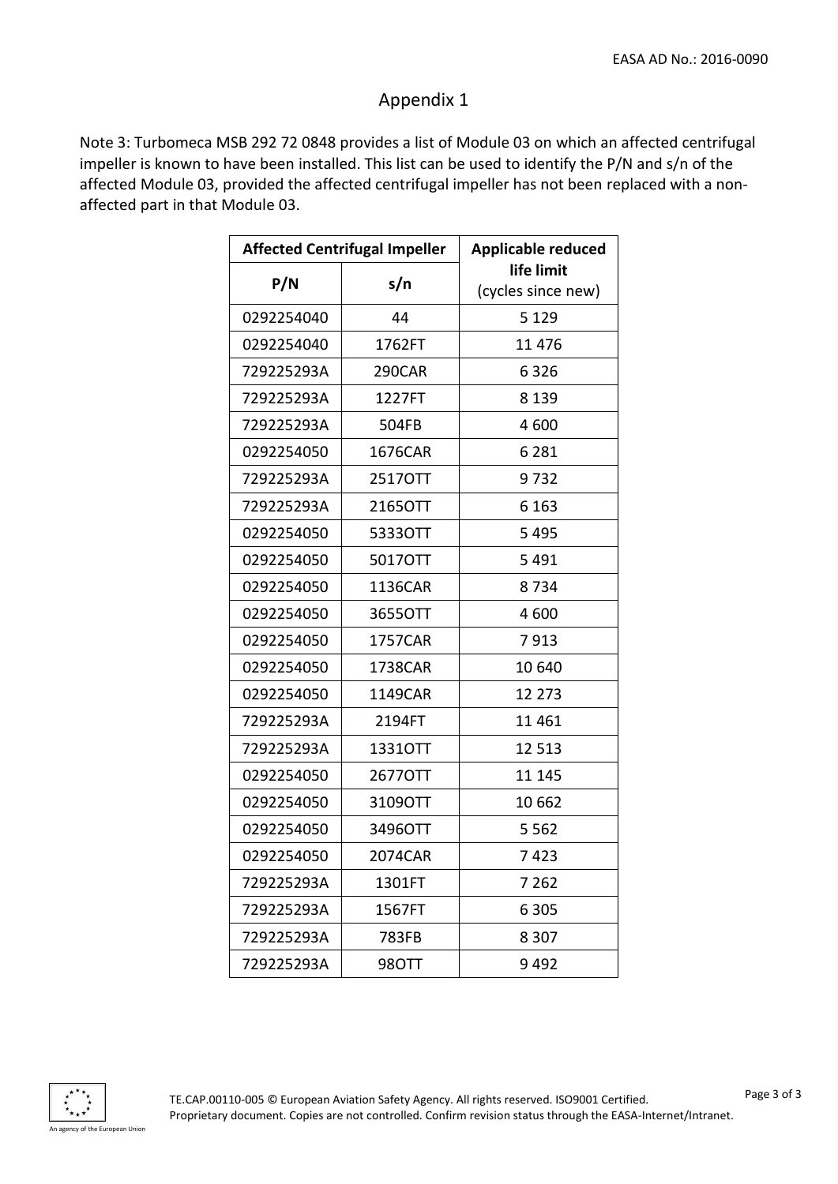# Appendix 1

Note 3: Turbomeca MSB 292 72 0848 provides a list of Module 03 on which an affected centrifugal impeller is known to have been installed. This list can be used to identify the P/N and s/n of the affected Module 03, provided the affected centrifugal impeller has not been replaced with a non-affected part in that Module 03.

| **Affected Centrifugal Impeller** | | **Applicable reduced life limit** (cycles since new) |
|---|---|---|
| **P/N** | **s/n** | |
| 0292254040 | 44 | 5 129 |
| 0292254040 | 1762FT | 11 476 |
| 729225293A | 290CAR | 6 326 |
| 729225293A | 1227FT | 8 139 |
| 729225293A | 504FB | 4 600 |
| 0292254050 | 1676CAR | 6 281 |
| 729225293A | 2517OTT | 9 732 |
| 729225293A | 2165OTT | 6 163 |
| 0292254050 | 5333OTT | 5 495 |
| 0292254050 | 5017OTT | 5 491 |
| 0292254050 | 1136CAR | 8 734 |
| 0292254050 | 3655OTT | 4 600 |
| 0292254050 | 1757CAR | 7 913 |
| 0292254050 | 1738CAR | 10 640 |
| 0292254050 | 1149CAR | 12 273 |
| 729225293A | 2194FT | 11 461 |
| 729225293A | 1331OTT | 12 513 |
| 0292254050 | 2677OTT | 11 145 |
| 0292254050 | 3109OTT | 10 662 |
| 0292254050 | 3496OTT | 5 562 |
| 0292254050 | 2074CAR | 7 423 |
| 729225293A | 1301FT | 7 262 |
| 729225293A | 1567FT | 6 305 |
| 729225293A | 783FB | 8 307 |
| 729225293A | 98OTT | 9 492 |